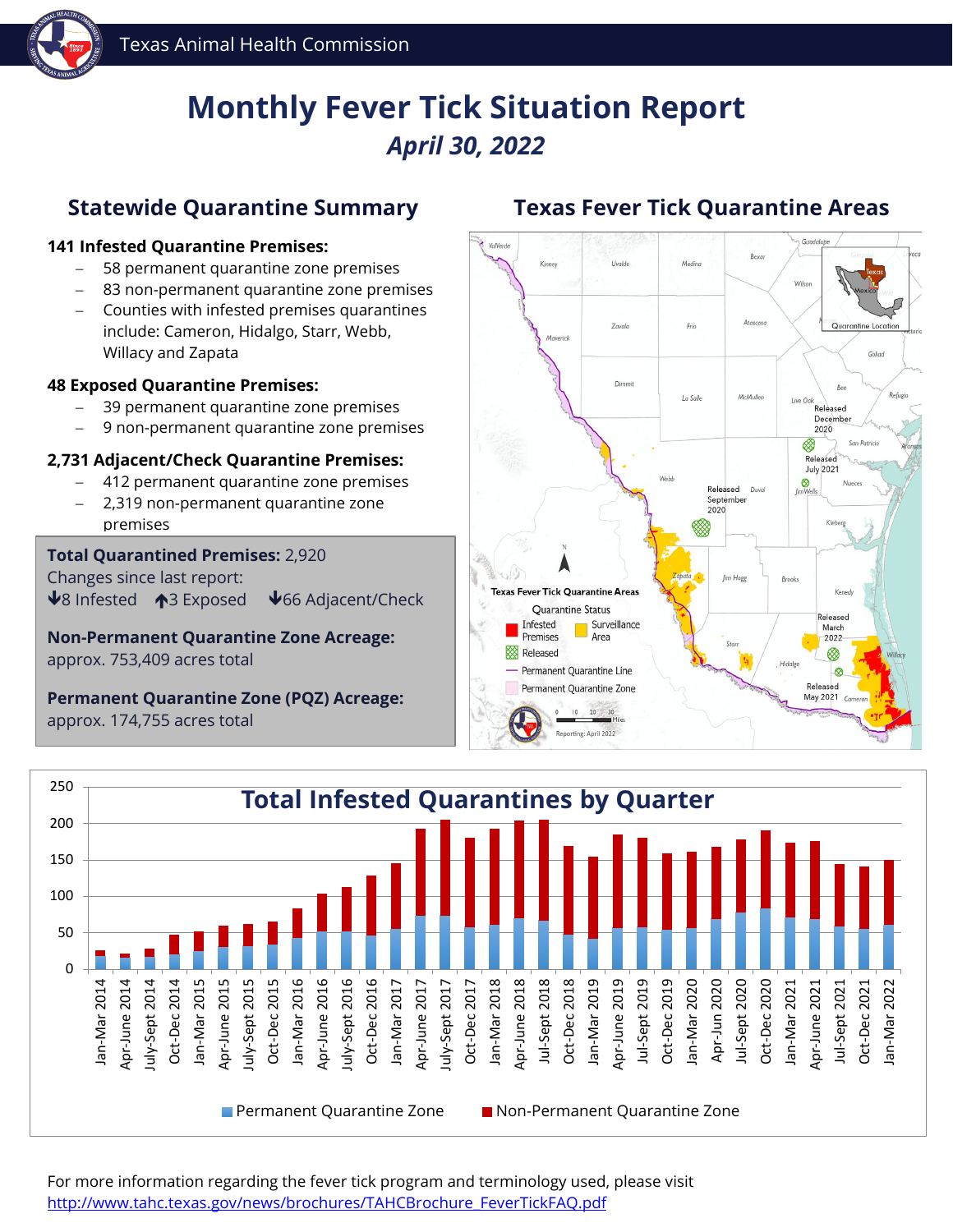Texas Animal Health Commission

# Monthly Fever Tick Situation Report

*April 30, 2022*

## Statewide Quarantine Summary

**141 Infested Quarantine Premises:**
- 58 permanent quarantine zone premises
- 83 non-permanent quarantine zone premises
- Counties with infested premises quarantines include: Cameron, Hidalgo, Starr, Webb, Willacy and Zapata

**48 Exposed Quarantine Premises:**
- 39 permanent quarantine zone premises
- 9 non-permanent quarantine zone premises

**2,731 Adjacent/Check Quarantine Premises:**
- 412 permanent quarantine zone premises
- 2,319 non-permanent quarantine zone premises

**Total Quarantined Premises:** 2,920
Changes since last report:
↓8 Infested ↑3 Exposed ↓66 Adjacent/Check

**Non-Permanent Quarantine Zone Acreage:**
approx. 753,409 acres total

**Permanent Quarantine Zone (PQZ) Acreage:**
approx. 174,755 acres total

## Texas Fever Tick Quarantine Areas

## Total Infested Quarantines by Quarter

For more information regarding the fever tick program and terminology used, please visit
http://www.tahc.texas.gov/news/brochures/TAHCBrochure_FeverTickFAQ.pdf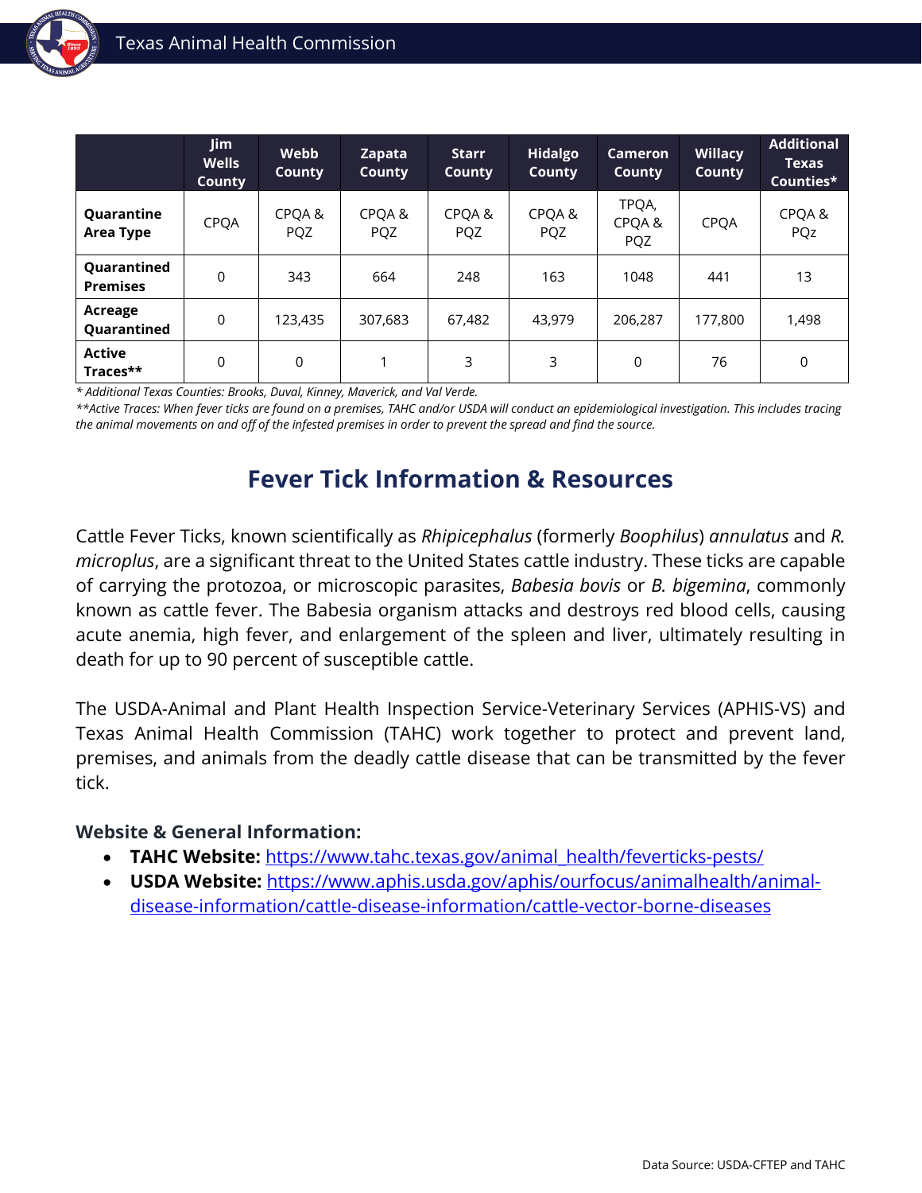| | Jim Wells County | Webb County | Zapata County | Starr County | Hidalgo County | Cameron County | Willacy County | Additional Texas Counties* |
|---|---|---|---|---|---|---|---|---|
| **Quarantine Area Type** | CPQA | CPQA & PQZ | CPQA & PQZ | CPQA & PQZ | CPQA & PQZ | TPQA, CPQA & PQZ | CPQA | CPQA & PQz |
| **Quarantined Premises** | 0 | 343 | 664 | 248 | 163 | 1048 | 441 | 13 |
| **Acreage Quarantined** | 0 | 123,435 | 307,683 | 67,482 | 43,979 | 206,287 | 177,800 | 1,498 |
| **Active Traces**** | 0 | 0 | 1 | 3 | 3 | 0 | 76 | 0 |

*\* Additional Texas Counties: Brooks, Duval, Kinney, Maverick, and Val Verde.*

*\*\*Active Traces: When fever ticks are found on a premises, TAHC and/or USDA will conduct an epidemiological investigation. This includes tracing the animal movements on and off of the infested premises in order to prevent the spread and find the source.*

## Fever Tick Information & Resources

Cattle Fever Ticks, known scientifically as *Rhipicephalus* (formerly *Boophilus*) *annulatus* and *R. microplus*, are a significant threat to the United States cattle industry. These ticks are capable of carrying the protozoa, or microscopic parasites, *Babesia bovis* or *B. bigemina*, commonly known as cattle fever. The Babesia organism attacks and destroys red blood cells, causing acute anemia, high fever, and enlargement of the spleen and liver, ultimately resulting in death for up to 90 percent of susceptible cattle.

The USDA-Animal and Plant Health Inspection Service-Veterinary Services (APHIS-VS) and Texas Animal Health Commission (TAHC) work together to protect and prevent land, premises, and animals from the deadly cattle disease that can be transmitted by the fever tick.

**Website & General Information:**

- **TAHC Website:** https://www.tahc.texas.gov/animal_health/feverticks-pests/
- **USDA Website:** https://www.aphis.usda.gov/aphis/ourfocus/animalhealth/animal-disease-information/cattle-disease-information/cattle-vector-borne-diseases

Data Source: USDA-CFTEP and TAHC